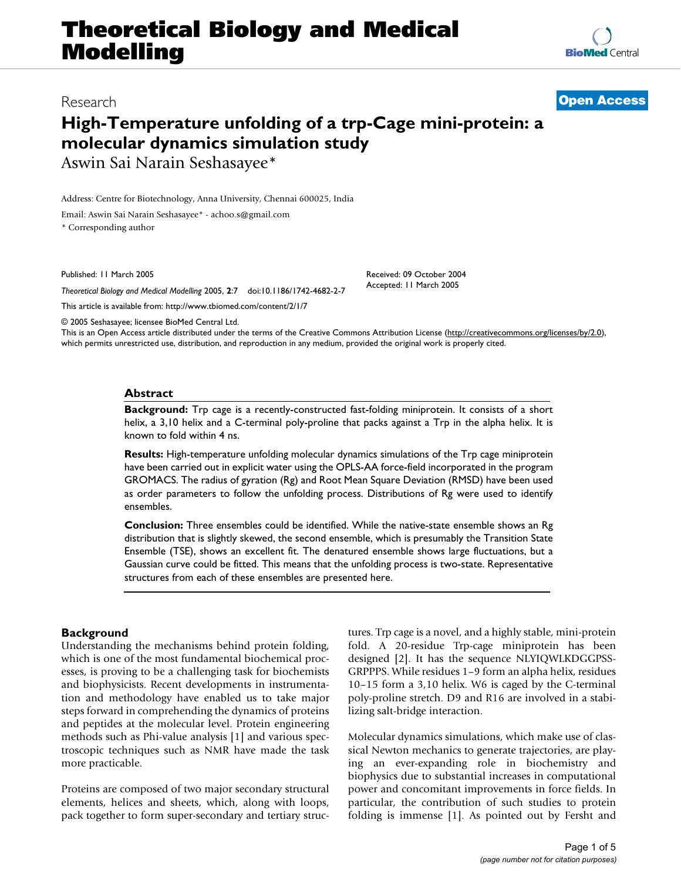Research

**Open Access**

# High-Temperature unfolding of a trp-Cage mini-protein: a molecular dynamics simulation study

Aswin Sai Narain Seshasayee*

Address: Centre for Biotechnology, Anna University, Chennai 600025, India

Email: Aswin Sai Narain Seshasayee* - achoo.s@gmail.com

* Corresponding author

Published: 11 March 2005

*Theoretical Biology and Medical Modelling* 2005, **2**:7 doi:10.1186/1742-4682-2-7

Received: 09 October 2004
Accepted: 11 March 2005

This article is available from: http://www.tbiomed.com/content/2/1/7

© 2005 Seshasayee; licensee BioMed Central Ltd.
This is an Open Access article distributed under the terms of the Creative Commons Attribution License (http://creativecommons.org/licenses/by/2.0), which permits unrestricted use, distribution, and reproduction in any medium, provided the original work is properly cited.

## Abstract

**Background:** Trp cage is a recently-constructed fast-folding miniprotein. It consists of a short helix, a 3,10 helix and a C-terminal poly-proline that packs against a Trp in the alpha helix. It is known to fold within 4 ns.

**Results:** High-temperature unfolding molecular dynamics simulations of the Trp cage miniprotein have been carried out in explicit water using the OPLS-AA force-field incorporated in the program GROMACS. The radius of gyration (Rg) and Root Mean Square Deviation (RMSD) have been used as order parameters to follow the unfolding process. Distributions of Rg were used to identify ensembles.

**Conclusion:** Three ensembles could be identified. While the native-state ensemble shows an Rg distribution that is slightly skewed, the second ensemble, which is presumably the Transition State Ensemble (TSE), shows an excellent fit. The denatured ensemble shows large fluctuations, but a Gaussian curve could be fitted. This means that the unfolding process is two-state. Representative structures from each of these ensembles are presented here.

## Background

Understanding the mechanisms behind protein folding, which is one of the most fundamental biochemical processes, is proving to be a challenging task for biochemists and biophysicists. Recent developments in instrumentation and methodology have enabled us to take major steps forward in comprehending the dynamics of proteins and peptides at the molecular level. Protein engineering methods such as Phi-value analysis [1] and various spectroscopic techniques such as NMR have made the task more practicable.

Proteins are composed of two major secondary structural elements, helices and sheets, which, along with loops, pack together to form super-secondary and tertiary structures. Trp cage is a novel, and a highly stable, mini-protein fold. A 20-residue Trp-cage miniprotein has been designed [2]. It has the sequence NLYIQWLKDGGPSSGRPPPS. While residues 1–9 form an alpha helix, residues 10–15 form a 3,10 helix. W6 is caged by the C-terminal poly-proline stretch. D9 and R16 are involved in a stabilizing salt-bridge interaction.

Molecular dynamics simulations, which make use of classical Newton mechanics to generate trajectories, are playing an ever-expanding role in biochemistry and biophysics due to substantial increases in computational power and concomitant improvements in force fields. In particular, the contribution of such studies to protein folding is immense [1]. As pointed out by Fersht and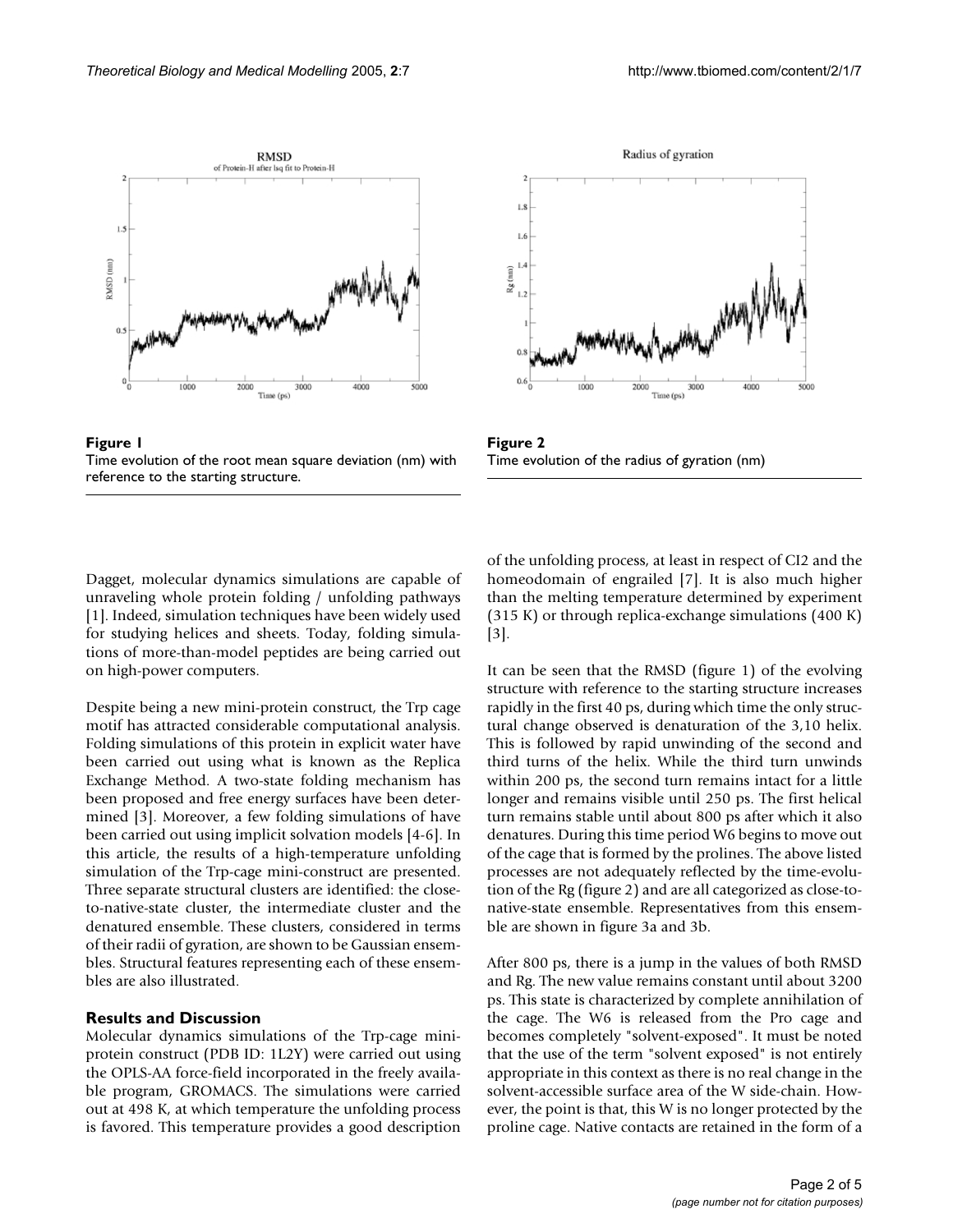Figure 1
Time evolution of the root mean square deviation (nm) with reference to the starting structure.

Figure 2
Time evolution of the radius of gyration (nm)

Dagget, molecular dynamics simulations are capable of unraveling whole protein folding / unfolding pathways [1]. Indeed, simulation techniques have been widely used for studying helices and sheets. Today, folding simulations of more-than-model peptides are being carried out on high-power computers.

Despite being a new mini-protein construct, the Trp cage motif has attracted considerable computational analysis. Folding simulations of this protein in explicit water have been carried out using what is known as the Replica Exchange Method. A two-state folding mechanism has been proposed and free energy surfaces have been determined [3]. Moreover, a few folding simulations of have been carried out using implicit solvation models [4-6]. In this article, the results of a high-temperature unfolding simulation of the Trp-cage mini-construct are presented. Three separate structural clusters are identified: the close-to-native-state cluster, the intermediate cluster and the denatured ensemble. These clusters, considered in terms of their radii of gyration, are shown to be Gaussian ensembles. Structural features representing each of these ensembles are also illustrated.

## Results and Discussion

Molecular dynamics simulations of the Trp-cage mini-protein construct (PDB ID: 1L2Y) were carried out using the OPLS-AA force-field incorporated in the freely available program, GROMACS. The simulations were carried out at 498 K, at which temperature the unfolding process is favored. This temperature provides a good description of the unfolding process, at least in respect of CI2 and the homeodomain of engrailed [7]. It is also much higher than the melting temperature determined by experiment (315 K) or through replica-exchange simulations (400 K) [3].

It can be seen that the RMSD (figure 1) of the evolving structure with reference to the starting structure increases rapidly in the first 40 ps, during which time the only structural change observed is denaturation of the 3,10 helix. This is followed by rapid unwinding of the second and third turns of the helix. While the third turn unwinds within 200 ps, the second turn remains intact for a little longer and remains visible until 250 ps. The first helical turn remains stable until about 800 ps after which it also denatures. During this time period W6 begins to move out of the cage that is formed by the prolines. The above listed processes are not adequately reflected by the time-evolution of the Rg (figure 2) and are all categorized as close-to-native-state ensemble. Representatives from this ensemble are shown in figure 3a and 3b.

After 800 ps, there is a jump in the values of both RMSD and Rg. The new value remains constant until about 3200 ps. This state is characterized by complete annihilation of the cage. The W6 is released from the Pro cage and becomes completely "solvent-exposed". It must be noted that the use of the term "solvent exposed" is not entirely appropriate in this context as there is no real change in the solvent-accessible surface area of the W side-chain. However, the point is that, this W is no longer protected by the proline cage. Native contacts are retained in the form of a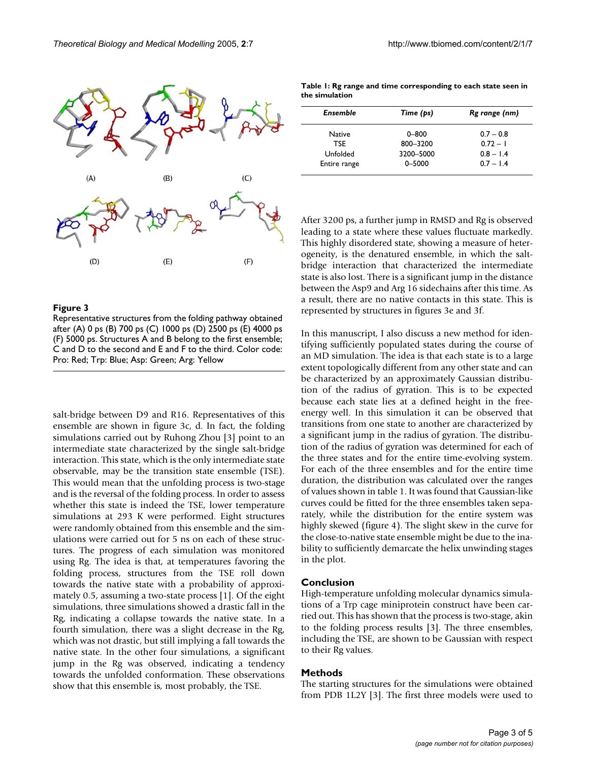**Figure 3**

Representative structures from the folding pathway obtained after (A) 0 ps (B) 700 ps (C) 1000 ps (D) 2500 ps (E) 4000 ps (F) 5000 ps. Structures A and B belong to the first ensemble; C and D to the second and E and F to the third. Color code: Pro: Red; Trp: Blue; Asp: Green; Arg: Yellow

salt-bridge between D9 and R16. Representatives of this ensemble are shown in figure 3c, d. In fact, the folding simulations carried out by Ruhong Zhou [3] point to an intermediate state characterized by the single salt-bridge interaction. This state, which is the only intermediate state observable, may be the transition state ensemble (TSE). This would mean that the unfolding process is two-stage and is the reversal of the folding process. In order to assess whether this state is indeed the TSE, lower temperature simulations at 293 K were performed. Eight structures were randomly obtained from this ensemble and the simulations were carried out for 5 ns on each of these structures. The progress of each simulation was monitored using Rg. The idea is that, at temperatures favoring the folding process, structures from the TSE roll down towards the native state with a probability of approximately 0.5, assuming a two-state process [1]. Of the eight simulations, three simulations showed a drastic fall in the Rg, indicating a collapse towards the native state. In a fourth simulation, there was a slight decrease in the Rg, which was not drastic, but still implying a fall towards the native state. In the other four simulations, a significant jump in the Rg was observed, indicating a tendency towards the unfolded conformation. These observations show that this ensemble is, most probably, the TSE.

**Table 1: Rg range and time corresponding to each state seen in the simulation**

| *Ensemble* | *Time (ps)* | *Rg range (nm)* |
|---|---|---|
| Native | 0–800 | 0.7 – 0.8 |
| TSE | 800–3200 | 0.72 – 1 |
| Unfolded | 3200–5000 | 0.8 – 1.4 |
| Entire range | 0–5000 | 0.7 – 1.4 |

After 3200 ps, a further jump in RMSD and Rg is observed leading to a state where these values fluctuate markedly. This highly disordered state, showing a measure of heterogeneity, is the denatured ensemble, in which the salt-bridge interaction that characterized the intermediate state is also lost. There is a significant jump in the distance between the Asp9 and Arg 16 sidechains after this time. As a result, there are no native contacts in this state. This is represented by structures in figures 3e and 3f.

In this manuscript, I also discuss a new method for identifying sufficiently populated states during the course of an MD simulation. The idea is that each state is to a large extent topologically different from any other state and can be characterized by an approximately Gaussian distribution of the radius of gyration. This is to be expected because each state lies at a defined height in the free-energy well. In this simulation it can be observed that transitions from one state to another are characterized by a significant jump in the radius of gyration. The distribution of the radius of gyration was determined for each of the three states and for the entire time-evolving system. For each of the three ensembles and for the entire time duration, the distribution was calculated over the ranges of values shown in table 1. It was found that Gaussian-like curves could be fitted for the three ensembles taken separately, while the distribution for the entire system was highly skewed (figure 4). The slight skew in the curve for the close-to-native state ensemble might be due to the inability to sufficiently demarcate the helix unwinding stages in the plot.

## Conclusion

High-temperature unfolding molecular dynamics simulations of a Trp cage miniprotein construct have been carried out. This has shown that the process is two-stage, akin to the folding process results [3]. The three ensembles, including the TSE, are shown to be Gaussian with respect to their Rg values.

## Methods

The starting structures for the simulations were obtained from PDB 1L2Y [3]. The first three models were used to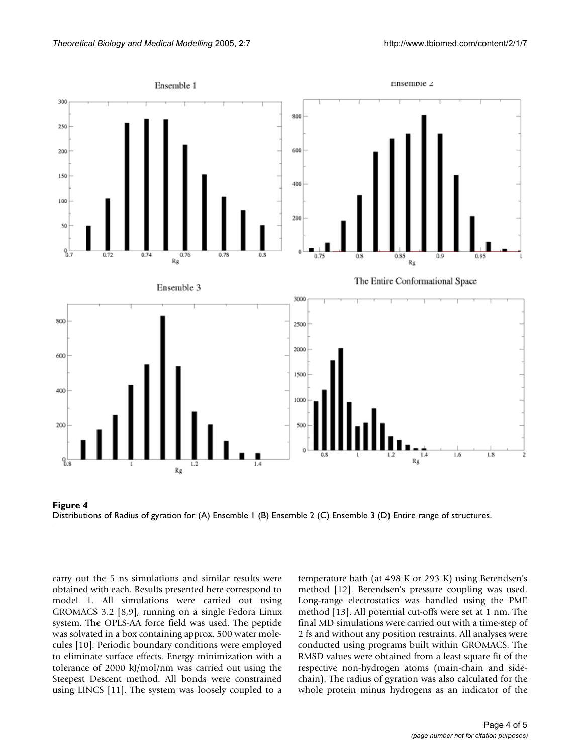**Figure 4**
Distributions of Radius of gyration for (A) Ensemble 1 (B) Ensemble 2 (C) Ensemble 3 (D) Entire range of structures.

carry out the 5 ns simulations and similar results were obtained with each. Results presented here correspond to model 1. All simulations were carried out using GROMACS 3.2 [8,9], running on a single Fedora Linux system. The OPLS-AA force field was used. The peptide was solvated in a box containing approx. 500 water molecules [10]. Periodic boundary conditions were employed to eliminate surface effects. Energy minimization with a tolerance of 2000 kJ/mol/nm was carried out using the Steepest Descent method. All bonds were constrained using LINCS [11]. The system was loosely coupled to a temperature bath (at 498 K or 293 K) using Berendsen's method [12]. Berendsen's pressure coupling was used. Long-range electrostatics was handled using the PME method [13]. All potential cut-offs were set at 1 nm. The final MD simulations were carried out with a time-step of 2 fs and without any position restraints. All analyses were conducted using programs built within GROMACS. The RMSD values were obtained from a least square fit of the respective non-hydrogen atoms (main-chain and side-chain). The radius of gyration was also calculated for the whole protein minus hydrogens as an indicator of the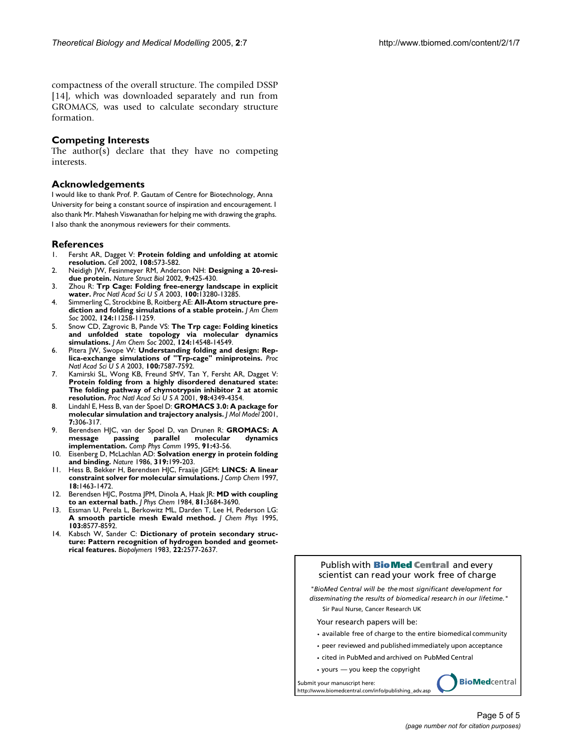compactness of the overall structure. The compiled DSSP [14], which was downloaded separately and run from GROMACS, was used to calculate secondary structure formation.

## Competing Interests

The author(s) declare that they have no competing interests.

## Acknowledgements

I would like to thank Prof. P. Gautam of Centre for Biotechnology, Anna University for being a constant source of inspiration and encouragement. I also thank Mr. Mahesh Viswanathan for helping me with drawing the graphs. I also thank the anonymous reviewers for their comments.

## References

1. Fersht AR, Dagget V: **Protein folding and unfolding at atomic resolution.** *Cell* 2002, **108:**573-582.
2. Neidigh JW, Fesinmeyer RM, Anderson NH: **Designing a 20-residue protein.** *Nature Struct Biol* 2002, **9:**425-430.
3. Zhou R: **Trp Cage: Folding free-energy landscape in explicit water.** *Proc Natl Acad Sci U S A* 2003, **100:**13280-13285.
4. Simmerling C, Strockbine B, Roitberg AE: **All-Atom structure prediction and folding simulations of a stable protein.** *J Am Chem Soc* 2002, **124:**11258-11259.
5. Snow CD, Zagrovic B, Pande VS: **The Trp cage: Folding kinetics and unfolded state topology via molecular dynamics simulations.** *J Am Chem Soc* 2002, **124:**14548-14549.
6. Pitera JW, Swope W: **Understanding folding and design: Replica-exchange simulations of "Trp-cage" miniproteins.** *Proc Natl Acad Sci U S A* 2003, **100:**7587-7592.
7. Kamirski SL, Wong KB, Freund SMV, Tan Y, Fersht AR, Dagget V: **Protein folding from a highly disordered denatured state: The folding pathway of chymotrypsin inhibitor 2 at atomic resolution.** *Proc Natl Acad Sci U S A* 2001, **98:**4349-4354.
8. Lindahl E, Hess B, van der Spoel D: **GROMACS 3.0: A package for molecular simulation and trajectory analysis.** *J Mol Model* 2001, **7:**306-317.
9. Berendsen HJC, van der Spoel D, van Drunen R: **GROMACS: A message passing parallel molecular dynamics implementation.** *Comp Phys Comm* 1995, **91:**43-56.
10. Eisenberg D, McLachlan AD: **Solvation energy in protein folding and binding.** *Nature* 1986, **319:**199-203.
11. Hess B, Bekker H, Berendsen HJC, Fraaije JGEM: **LINCS: A linear constraint solver for molecular simulations.** *J Comp Chem* 1997, **18:**1463-1472.
12. Berendsen HJC, Postma JPM, Dinola A, Haak JR: **MD with coupling to an external bath.** *J Phys Chem* 1984, **81:**3684-3690.
13. Essman U, Perela L, Berkowitz ML, Darden T, Lee H, Pederson LG: **A smooth particle mesh Ewald method.** *J Chem Phys* 1995, **103:**8577-8592.
14. Kabsch W, Sander C: **Dictionary of protein secondary structure: Pattern recognition of hydrogen bonded and geometrical features.** *Biopolymers* 1983, **22:**2577-2637.

Publish with **BioMed Central** and every scientist can read your work free of charge

*"BioMed Central will be the most significant development for disseminating the results of biomedical research in our lifetime."*

Sir Paul Nurse, Cancer Research UK

Your research papers will be:

- available free of charge to the entire biomedical community
- peer reviewed and published immediately upon acceptance
- cited in PubMed and archived on PubMed Central
- yours — you keep the copyright

Submit your manuscript here:
http://www.biomedcentral.com/info/publishing_adv.asp

**BioMed**central